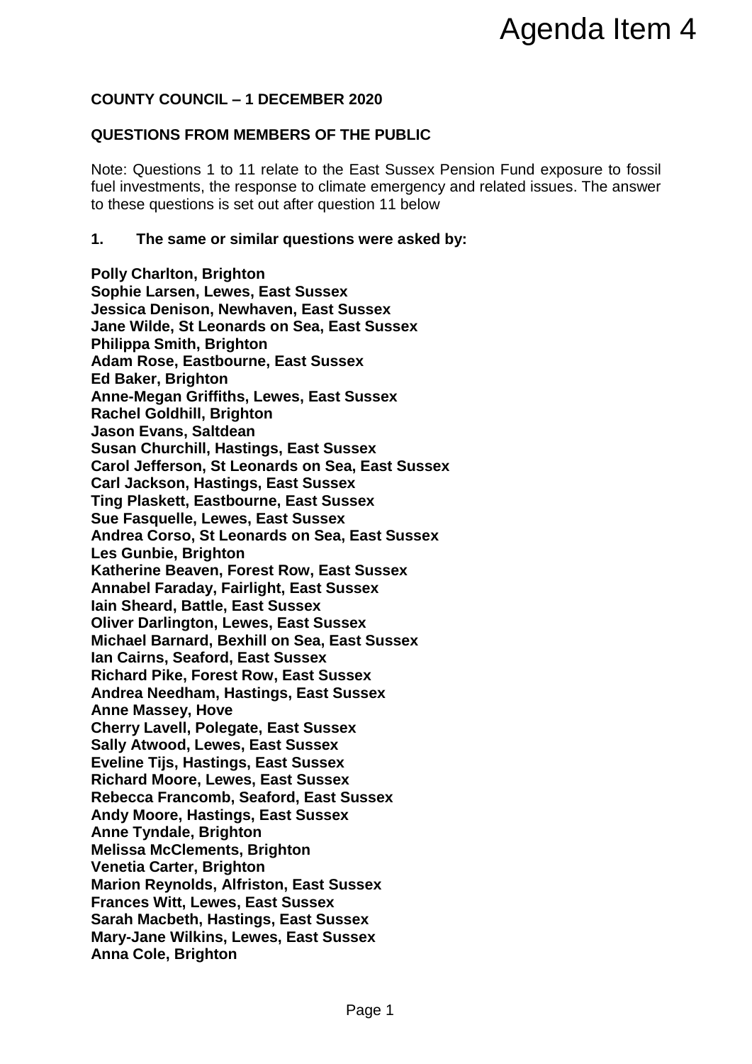Agenda Item 4

**COUNTY COUNCIL – 1 DECEMBER 2020**

**QUESTIONS FROM MEMBERS OF THE PUBLIC**

Note: Questions 1 to 11 relate to the East Sussex Pension Fund exposure to fossil fuel investments, the response to climate emergency and related issues. The answer to these questions is set out after question 11 below

**1. The same or similar questions were asked by:**

**Polly Charlton, Brighton**
**Sophie Larsen, Lewes, East Sussex**
**Jessica Denison, Newhaven, East Sussex**
**Jane Wilde, St Leonards on Sea, East Sussex**
**Philippa Smith, Brighton**
**Adam Rose, Eastbourne, East Sussex**
**Ed Baker, Brighton**
**Anne-Megan Griffiths, Lewes, East Sussex**
**Rachel Goldhill, Brighton**
**Jason Evans, Saltdean**
**Susan Churchill, Hastings, East Sussex**
**Carol Jefferson, St Leonards on Sea, East Sussex**
**Carl Jackson, Hastings, East Sussex**
**Ting Plaskett, Eastbourne, East Sussex**
**Sue Fasquelle, Lewes, East Sussex**
**Andrea Corso, St Leonards on Sea, East Sussex**
**Les Gunbie, Brighton**
**Katherine Beaven, Forest Row, East Sussex**
**Annabel Faraday, Fairlight, East Sussex**
**Iain Sheard, Battle, East Sussex**
**Oliver Darlington, Lewes, East Sussex**
**Michael Barnard, Bexhill on Sea, East Sussex**
**Ian Cairns, Seaford, East Sussex**
**Richard Pike, Forest Row, East Sussex**
**Andrea Needham, Hastings, East Sussex**
**Anne Massey, Hove**
**Cherry Lavell, Polegate, East Sussex**
**Sally Atwood, Lewes, East Sussex**
**Eveline Tijs, Hastings, East Sussex**
**Richard Moore, Lewes, East Sussex**
**Rebecca Francomb, Seaford, East Sussex**
**Andy Moore, Hastings, East Sussex**
**Anne Tyndale, Brighton**
**Melissa McClements, Brighton**
**Venetia Carter, Brighton**
**Marion Reynolds, Alfriston, East Sussex**
**Frances Witt, Lewes, East Sussex**
**Sarah Macbeth, Hastings, East Sussex**
**Mary-Jane Wilkins, Lewes, East Sussex**
**Anna Cole, Brighton**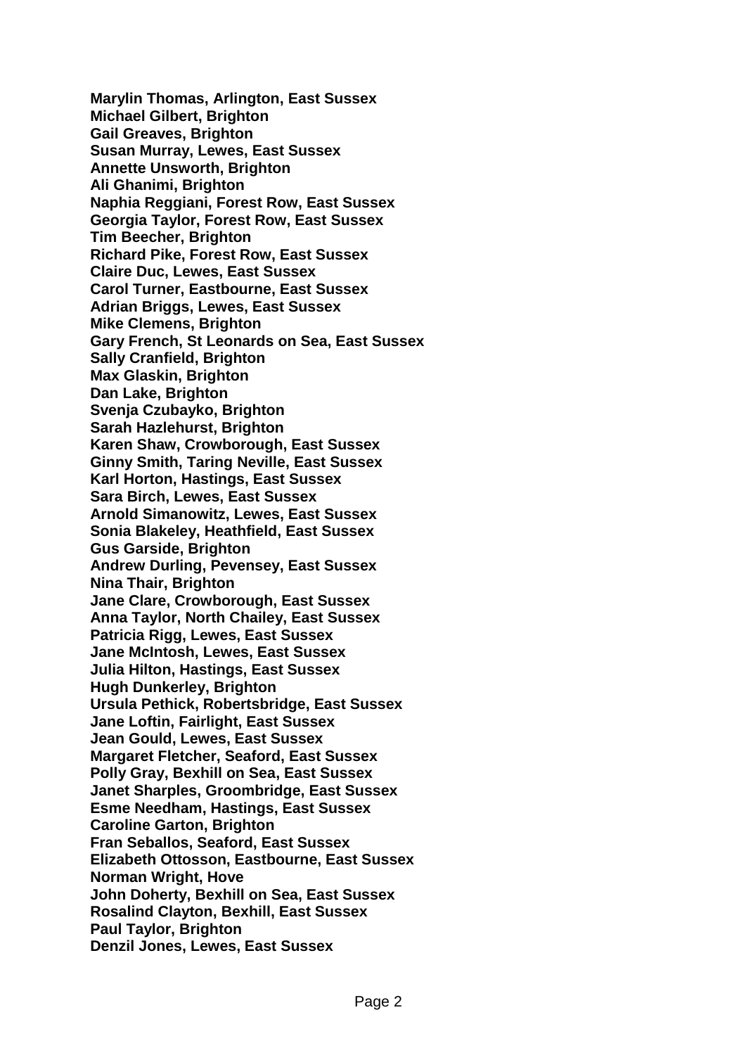**Marylin Thomas, Arlington, East Sussex**
**Michael Gilbert, Brighton**
**Gail Greaves, Brighton**
**Susan Murray, Lewes, East Sussex**
**Annette Unsworth, Brighton**
**Ali Ghanimi, Brighton**
**Naphia Reggiani, Forest Row, East Sussex**
**Georgia Taylor, Forest Row, East Sussex**
**Tim Beecher, Brighton**
**Richard Pike, Forest Row, East Sussex**
**Claire Duc, Lewes, East Sussex**
**Carol Turner, Eastbourne, East Sussex**
**Adrian Briggs, Lewes, East Sussex**
**Mike Clemens, Brighton**
**Gary French, St Leonards on Sea, East Sussex**
**Sally Cranfield, Brighton**
**Max Glaskin, Brighton**
**Dan Lake, Brighton**
**Svenja Czubayko, Brighton**
**Sarah Hazlehurst, Brighton**
**Karen Shaw, Crowborough, East Sussex**
**Ginny Smith, Taring Neville, East Sussex**
**Karl Horton, Hastings, East Sussex**
**Sara Birch, Lewes, East Sussex**
**Arnold Simanowitz, Lewes, East Sussex**
**Sonia Blakeley, Heathfield, East Sussex**
**Gus Garside, Brighton**
**Andrew Durling, Pevensey, East Sussex**
**Nina Thair, Brighton**
**Jane Clare, Crowborough, East Sussex**
**Anna Taylor, North Chailey, East Sussex**
**Patricia Rigg, Lewes, East Sussex**
**Jane McIntosh, Lewes, East Sussex**
**Julia Hilton, Hastings, East Sussex**
**Hugh Dunkerley, Brighton**
**Ursula Pethick, Robertsbridge, East Sussex**
**Jane Loftin, Fairlight, East Sussex**
**Jean Gould, Lewes, East Sussex**
**Margaret Fletcher, Seaford, East Sussex**
**Polly Gray, Bexhill on Sea, East Sussex**
**Janet Sharples, Groombridge, East Sussex**
**Esme Needham, Hastings, East Sussex**
**Caroline Garton, Brighton**
**Fran Seballos, Seaford, East Sussex**
**Elizabeth Ottosson, Eastbourne, East Sussex**
**Norman Wright, Hove**
**John Doherty, Bexhill on Sea, East Sussex**
**Rosalind Clayton, Bexhill, East Sussex**
**Paul Taylor, Brighton**
**Denzil Jones, Lewes, East Sussex**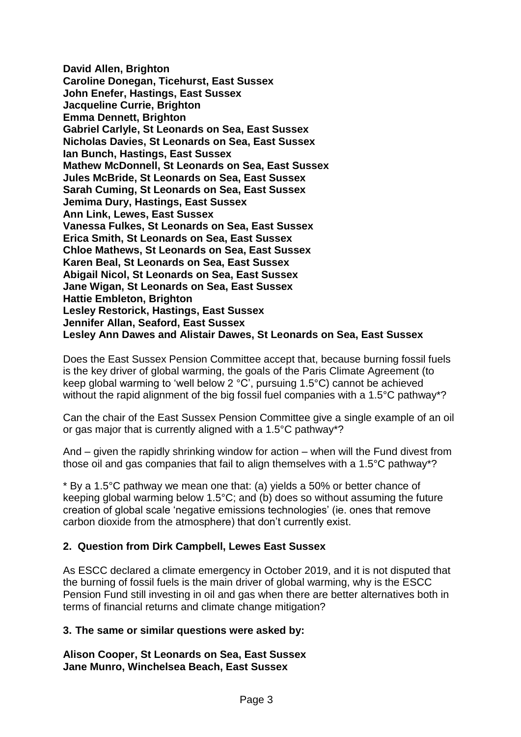**David Allen, Brighton**
**Caroline Donegan, Ticehurst, East Sussex**
**John Enefer, Hastings, East Sussex**
**Jacqueline Currie, Brighton**
**Emma Dennett, Brighton**
**Gabriel Carlyle, St Leonards on Sea, East Sussex**
**Nicholas Davies, St Leonards on Sea, East Sussex**
**Ian Bunch, Hastings, East Sussex**
**Mathew McDonnell, St Leonards on Sea, East Sussex**
**Jules McBride, St Leonards on Sea, East Sussex**
**Sarah Cuming, St Leonards on Sea, East Sussex**
**Jemima Dury, Hastings, East Sussex**
**Ann Link, Lewes, East Sussex**
**Vanessa Fulkes, St Leonards on Sea, East Sussex**
**Erica Smith, St Leonards on Sea, East Sussex**
**Chloe Mathews, St Leonards on Sea, East Sussex**
**Karen Beal, St Leonards on Sea, East Sussex**
**Abigail Nicol, St Leonards on Sea, East Sussex**
**Jane Wigan, St Leonards on Sea, East Sussex**
**Hattie Embleton, Brighton**
**Lesley Restorick, Hastings, East Sussex**
**Jennifer Allan, Seaford, East Sussex**
**Lesley Ann Dawes and Alistair Dawes, St Leonards on Sea, East Sussex**

Does the East Sussex Pension Committee accept that, because burning fossil fuels is the key driver of global warming, the goals of the Paris Climate Agreement (to keep global warming to 'well below 2 °C', pursuing 1.5°C) cannot be achieved without the rapid alignment of the big fossil fuel companies with a 1.5°C pathway*?

Can the chair of the East Sussex Pension Committee give a single example of an oil or gas major that is currently aligned with a 1.5°C pathway*?

And – given the rapidly shrinking window for action – when will the Fund divest from those oil and gas companies that fail to align themselves with a 1.5°C pathway*?

* By a 1.5°C pathway we mean one that: (a) yields a 50% or better chance of keeping global warming below 1.5°C; and (b) does so without assuming the future creation of global scale 'negative emissions technologies' (ie. ones that remove carbon dioxide from the atmosphere) that don't currently exist.

## 2. Question from Dirk Campbell, Lewes East Sussex

As ESCC declared a climate emergency in October 2019, and it is not disputed that the burning of fossil fuels is the main driver of global warming, why is the ESCC Pension Fund still investing in oil and gas when there are better alternatives both in terms of financial returns and climate change mitigation?

## 3. The same or similar questions were asked by:

**Alison Cooper, St Leonards on Sea, East Sussex**
**Jane Munro, Winchelsea Beach, East Sussex**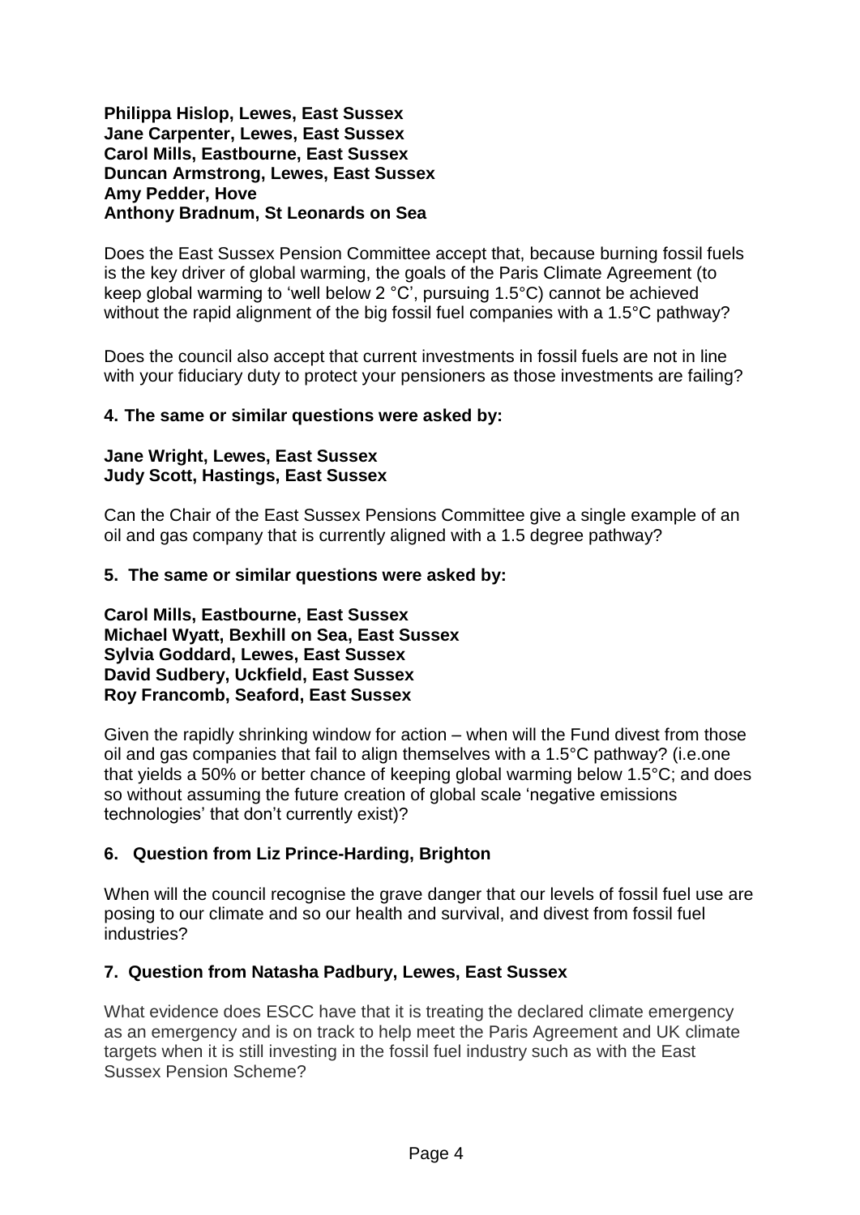**Philippa Hislop, Lewes, East Sussex**
**Jane Carpenter, Lewes, East Sussex**
**Carol Mills, Eastbourne, East Sussex**
**Duncan Armstrong, Lewes, East Sussex**
**Amy Pedder, Hove**
**Anthony Bradnum, St Leonards on Sea**

Does the East Sussex Pension Committee accept that, because burning fossil fuels is the key driver of global warming, the goals of the Paris Climate Agreement (to keep global warming to 'well below 2 °C', pursuing 1.5°C) cannot be achieved without the rapid alignment of the big fossil fuel companies with a 1.5°C pathway?

Does the council also accept that current investments in fossil fuels are not in line with your fiduciary duty to protect your pensioners as those investments are failing?

## 4. The same or similar questions were asked by:

**Jane Wright, Lewes, East Sussex**
**Judy Scott, Hastings, East Sussex**

Can the Chair of the East Sussex Pensions Committee give a single example of an oil and gas company that is currently aligned with a 1.5 degree pathway?

## 5. The same or similar questions were asked by:

**Carol Mills, Eastbourne, East Sussex**
**Michael Wyatt, Bexhill on Sea, East Sussex**
**Sylvia Goddard, Lewes, East Sussex**
**David Sudbery, Uckfield, East Sussex**
**Roy Francomb, Seaford, East Sussex**

Given the rapidly shrinking window for action – when will the Fund divest from those oil and gas companies that fail to align themselves with a 1.5°C pathway? (i.e.one that yields a 50% or better chance of keeping global warming below 1.5°C; and does so without assuming the future creation of global scale 'negative emissions technologies' that don't currently exist)?

## 6. Question from Liz Prince-Harding, Brighton

When will the council recognise the grave danger that our levels of fossil fuel use are posing to our climate and so our health and survival, and divest from fossil fuel industries?

## 7. Question from Natasha Padbury, Lewes, East Sussex

What evidence does ESCC have that it is treating the declared climate emergency as an emergency and is on track to help meet the Paris Agreement and UK climate targets when it is still investing in the fossil fuel industry such as with the East Sussex Pension Scheme?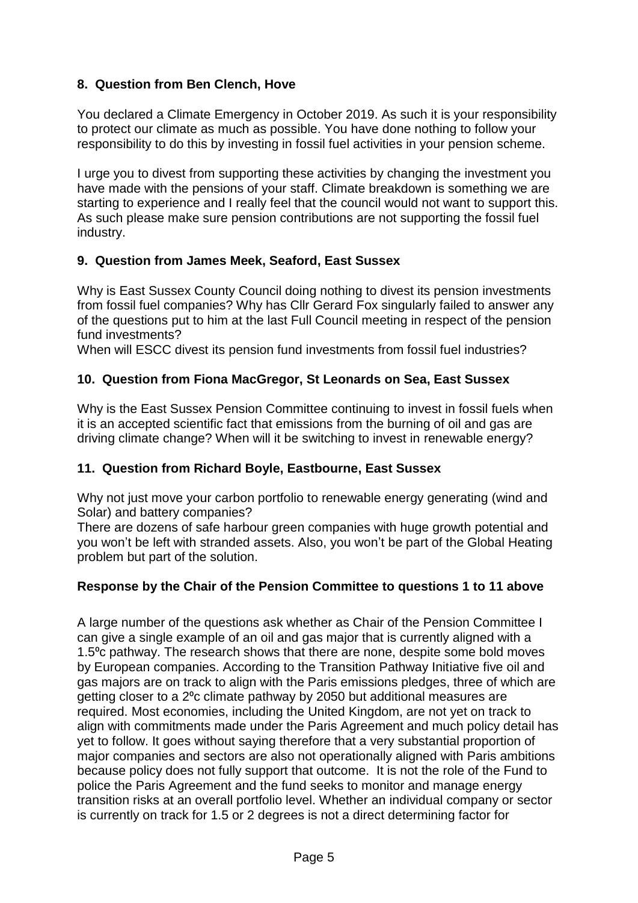**8. Question from Ben Clench, Hove**

You declared a Climate Emergency in October 2019. As such it is your responsibility to protect our climate as much as possible. You have done nothing to follow your responsibility to do this by investing in fossil fuel activities in your pension scheme.

I urge you to divest from supporting these activities by changing the investment you have made with the pensions of your staff. Climate breakdown is something we are starting to experience and I really feel that the council would not want to support this. As such please make sure pension contributions are not supporting the fossil fuel industry.

**9. Question from James Meek, Seaford, East Sussex**

Why is East Sussex County Council doing nothing to divest its pension investments from fossil fuel companies? Why has Cllr Gerard Fox singularly failed to answer any of the questions put to him at the last Full Council meeting in respect of the pension fund investments?
When will ESCC divest its pension fund investments from fossil fuel industries?

**10. Question from Fiona MacGregor, St Leonards on Sea, East Sussex**

Why is the East Sussex Pension Committee continuing to invest in fossil fuels when it is an accepted scientific fact that emissions from the burning of oil and gas are driving climate change? When will it be switching to invest in renewable energy?

**11. Question from Richard Boyle, Eastbourne, East Sussex**

Why not just move your carbon portfolio to renewable energy generating (wind and Solar) and battery companies?
There are dozens of safe harbour green companies with huge growth potential and you won't be left with stranded assets. Also, you won't be part of the Global Heating problem but part of the solution.

**Response by the Chair of the Pension Committee to questions 1 to 11 above**

A large number of the questions ask whether as Chair of the Pension Committee I can give a single example of an oil and gas major that is currently aligned with a 1.5ºc pathway. The research shows that there are none, despite some bold moves by European companies. According to the Transition Pathway Initiative five oil and gas majors are on track to align with the Paris emissions pledges, three of which are getting closer to a 2ºc climate pathway by 2050 but additional measures are required. Most economies, including the United Kingdom, are not yet on track to align with commitments made under the Paris Agreement and much policy detail has yet to follow. It goes without saying therefore that a very substantial proportion of major companies and sectors are also not operationally aligned with Paris ambitions because policy does not fully support that outcome. It is not the role of the Fund to police the Paris Agreement and the fund seeks to monitor and manage energy transition risks at an overall portfolio level. Whether an individual company or sector is currently on track for 1.5 or 2 degrees is not a direct determining factor for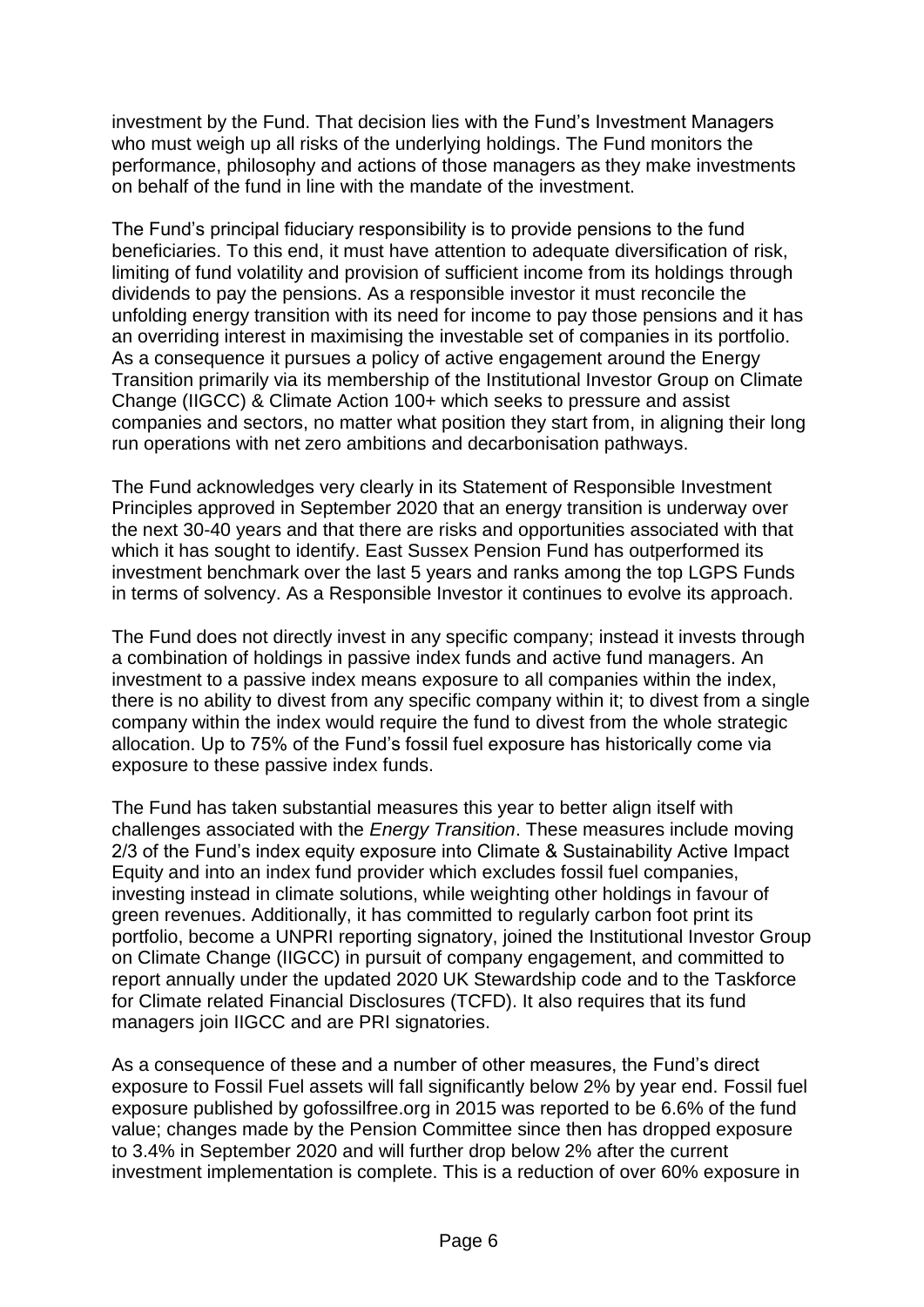investment by the Fund. That decision lies with the Fund's Investment Managers who must weigh up all risks of the underlying holdings. The Fund monitors the performance, philosophy and actions of those managers as they make investments on behalf of the fund in line with the mandate of the investment.

The Fund's principal fiduciary responsibility is to provide pensions to the fund beneficiaries. To this end, it must have attention to adequate diversification of risk, limiting of fund volatility and provision of sufficient income from its holdings through dividends to pay the pensions. As a responsible investor it must reconcile the unfolding energy transition with its need for income to pay those pensions and it has an overriding interest in maximising the investable set of companies in its portfolio. As a consequence it pursues a policy of active engagement around the Energy Transition primarily via its membership of the Institutional Investor Group on Climate Change (IIGCC) & Climate Action 100+ which seeks to pressure and assist companies and sectors, no matter what position they start from, in aligning their long run operations with net zero ambitions and decarbonisation pathways.

The Fund acknowledges very clearly in its Statement of Responsible Investment Principles approved in September 2020 that an energy transition is underway over the next 30-40 years and that there are risks and opportunities associated with that which it has sought to identify. East Sussex Pension Fund has outperformed its investment benchmark over the last 5 years and ranks among the top LGPS Funds in terms of solvency. As a Responsible Investor it continues to evolve its approach.

The Fund does not directly invest in any specific company; instead it invests through a combination of holdings in passive index funds and active fund managers. An investment to a passive index means exposure to all companies within the index, there is no ability to divest from any specific company within it; to divest from a single company within the index would require the fund to divest from the whole strategic allocation. Up to 75% of the Fund's fossil fuel exposure has historically come via exposure to these passive index funds.

The Fund has taken substantial measures this year to better align itself with challenges associated with the *Energy Transition*. These measures include moving 2/3 of the Fund's index equity exposure into Climate & Sustainability Active Impact Equity and into an index fund provider which excludes fossil fuel companies, investing instead in climate solutions, while weighting other holdings in favour of green revenues. Additionally, it has committed to regularly carbon foot print its portfolio, become a UNPRI reporting signatory, joined the Institutional Investor Group on Climate Change (IIGCC) in pursuit of company engagement, and committed to report annually under the updated 2020 UK Stewardship code and to the Taskforce for Climate related Financial Disclosures (TCFD). It also requires that its fund managers join IIGCC and are PRI signatories.

As a consequence of these and a number of other measures, the Fund's direct exposure to Fossil Fuel assets will fall significantly below 2% by year end. Fossil fuel exposure published by gofossilfree.org in 2015 was reported to be 6.6% of the fund value; changes made by the Pension Committee since then has dropped exposure to 3.4% in September 2020 and will further drop below 2% after the current investment implementation is complete. This is a reduction of over 60% exposure in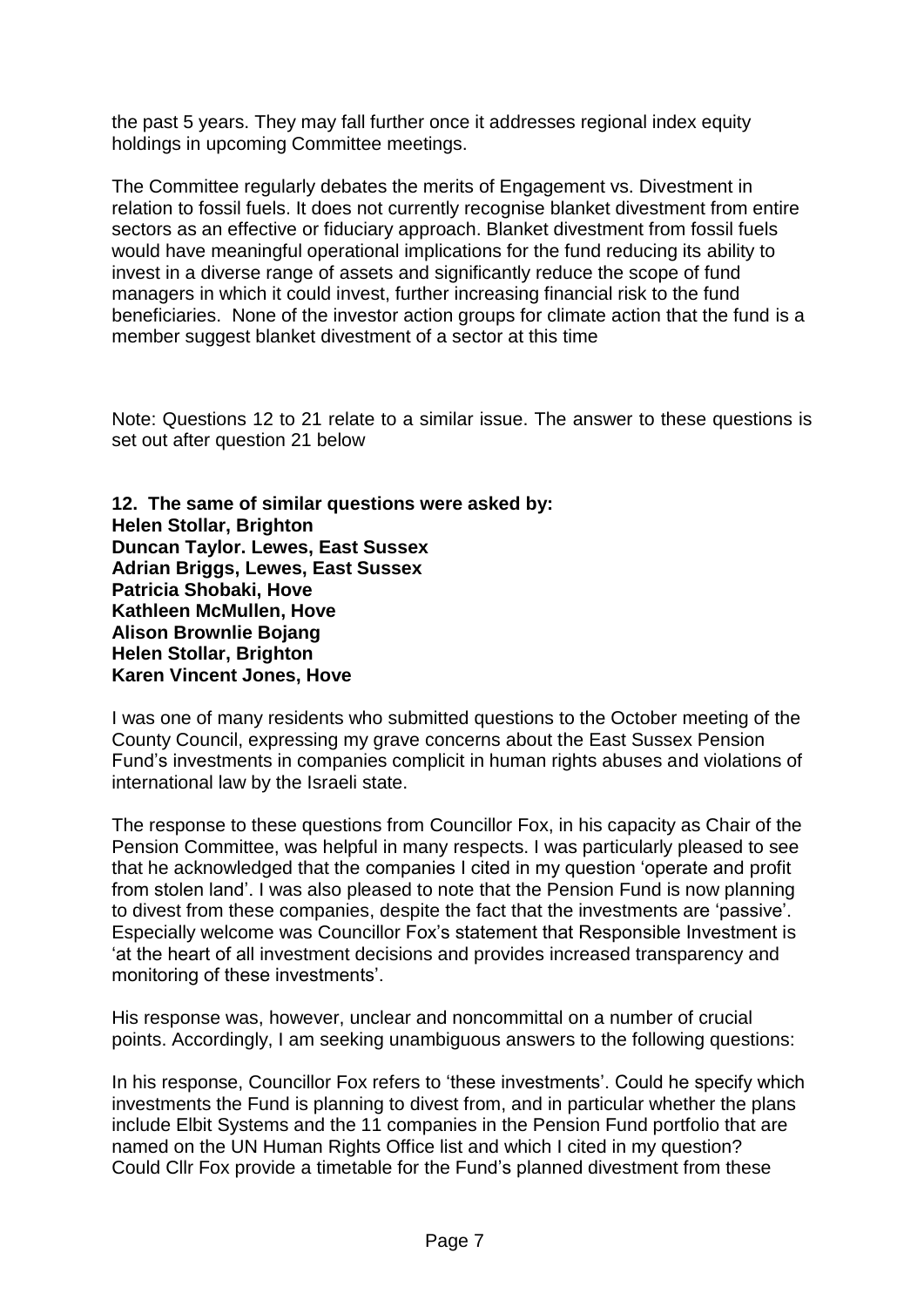the past 5 years. They may fall further once it addresses regional index equity holdings in upcoming Committee meetings.

The Committee regularly debates the merits of Engagement vs. Divestment in relation to fossil fuels. It does not currently recognise blanket divestment from entire sectors as an effective or fiduciary approach. Blanket divestment from fossil fuels would have meaningful operational implications for the fund reducing its ability to invest in a diverse range of assets and significantly reduce the scope of fund managers in which it could invest, further increasing financial risk to the fund beneficiaries. None of the investor action groups for climate action that the fund is a member suggest blanket divestment of a sector at this time

Note: Questions 12 to 21 relate to a similar issue. The answer to these questions is set out after question 21 below

**12. The same of similar questions were asked by:**
**Helen Stollar, Brighton**
**Duncan Taylor. Lewes, East Sussex**
**Adrian Briggs, Lewes, East Sussex**
**Patricia Shobaki, Hove**
**Kathleen McMullen, Hove**
**Alison Brownlie Bojang**
**Helen Stollar, Brighton**
**Karen Vincent Jones, Hove**

I was one of many residents who submitted questions to the October meeting of the County Council, expressing my grave concerns about the East Sussex Pension Fund's investments in companies complicit in human rights abuses and violations of international law by the Israeli state.

The response to these questions from Councillor Fox, in his capacity as Chair of the Pension Committee, was helpful in many respects. I was particularly pleased to see that he acknowledged that the companies I cited in my question 'operate and profit from stolen land'. I was also pleased to note that the Pension Fund is now planning to divest from these companies, despite the fact that the investments are 'passive'. Especially welcome was Councillor Fox's statement that Responsible Investment is 'at the heart of all investment decisions and provides increased transparency and monitoring of these investments'.

His response was, however, unclear and noncommittal on a number of crucial points. Accordingly, I am seeking unambiguous answers to the following questions:

In his response, Councillor Fox refers to 'these investments'. Could he specify which investments the Fund is planning to divest from, and in particular whether the plans include Elbit Systems and the 11 companies in the Pension Fund portfolio that are named on the UN Human Rights Office list and which I cited in my question? Could Cllr Fox provide a timetable for the Fund's planned divestment from these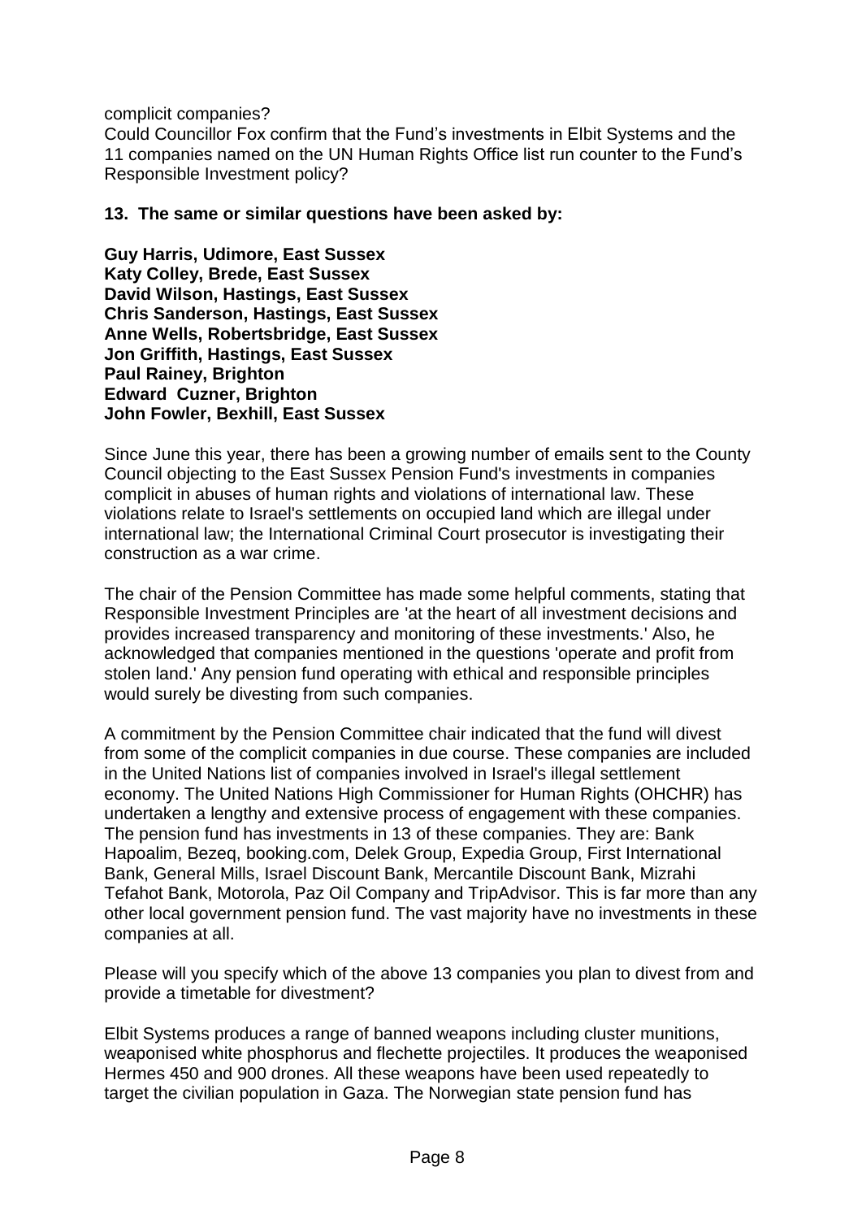complicit companies?

Could Councillor Fox confirm that the Fund's investments in Elbit Systems and the 11 companies named on the UN Human Rights Office list run counter to the Fund's Responsible Investment policy?

**13. The same or similar questions have been asked by:**

**Guy Harris, Udimore, East Sussex**
**Katy Colley, Brede, East Sussex**
**David Wilson, Hastings, East Sussex**
**Chris Sanderson, Hastings, East Sussex**
**Anne Wells, Robertsbridge, East Sussex**
**Jon Griffith, Hastings, East Sussex**
**Paul Rainey, Brighton**
**Edward Cuzner, Brighton**
**John Fowler, Bexhill, East Sussex**

Since June this year, there has been a growing number of emails sent to the County Council objecting to the East Sussex Pension Fund's investments in companies complicit in abuses of human rights and violations of international law. These violations relate to Israel's settlements on occupied land which are illegal under international law; the International Criminal Court prosecutor is investigating their construction as a war crime.

The chair of the Pension Committee has made some helpful comments, stating that Responsible Investment Principles are 'at the heart of all investment decisions and provides increased transparency and monitoring of these investments.' Also, he acknowledged that companies mentioned in the questions 'operate and profit from stolen land.' Any pension fund operating with ethical and responsible principles would surely be divesting from such companies.

A commitment by the Pension Committee chair indicated that the fund will divest from some of the complicit companies in due course. These companies are included in the United Nations list of companies involved in Israel's illegal settlement economy. The United Nations High Commissioner for Human Rights (OHCHR) has undertaken a lengthy and extensive process of engagement with these companies. The pension fund has investments in 13 of these companies. They are: Bank Hapoalim, Bezeq, booking.com, Delek Group, Expedia Group, First International Bank, General Mills, Israel Discount Bank, Mercantile Discount Bank, Mizrahi Tefahot Bank, Motorola, Paz Oil Company and TripAdvisor. This is far more than any other local government pension fund. The vast majority have no investments in these companies at all.

Please will you specify which of the above 13 companies you plan to divest from and provide a timetable for divestment?

Elbit Systems produces a range of banned weapons including cluster munitions, weaponised white phosphorus and flechette projectiles. It produces the weaponised Hermes 450 and 900 drones. All these weapons have been used repeatedly to target the civilian population in Gaza. The Norwegian state pension fund has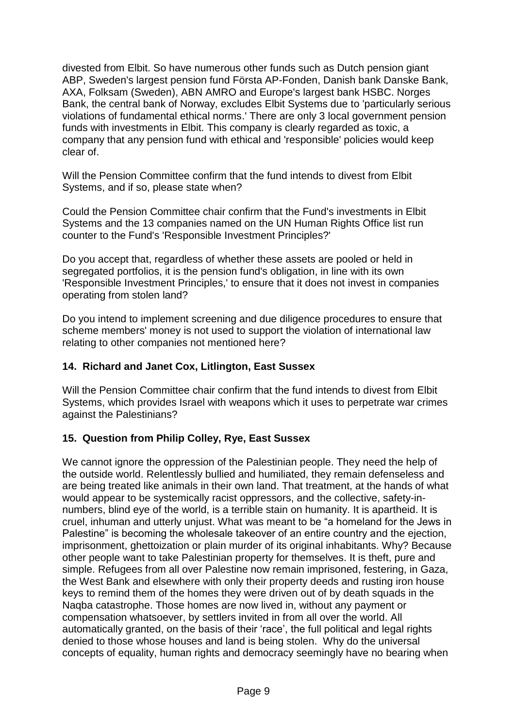divested from Elbit. So have numerous other funds such as Dutch pension giant ABP, Sweden's largest pension fund Första AP-Fonden, Danish bank Danske Bank, AXA, Folksam (Sweden), ABN AMRO and Europe's largest bank HSBC. Norges Bank, the central bank of Norway, excludes Elbit Systems due to 'particularly serious violations of fundamental ethical norms.' There are only 3 local government pension funds with investments in Elbit. This company is clearly regarded as toxic, a company that any pension fund with ethical and 'responsible' policies would keep clear of.

Will the Pension Committee confirm that the fund intends to divest from Elbit Systems, and if so, please state when?

Could the Pension Committee chair confirm that the Fund's investments in Elbit Systems and the 13 companies named on the UN Human Rights Office list run counter to the Fund's 'Responsible Investment Principles?'

Do you accept that, regardless of whether these assets are pooled or held in segregated portfolios, it is the pension fund's obligation, in line with its own 'Responsible Investment Principles,' to ensure that it does not invest in companies operating from stolen land?

Do you intend to implement screening and due diligence procedures to ensure that scheme members' money is not used to support the violation of international law relating to other companies not mentioned here?

**14. Richard and Janet Cox, Litlington, East Sussex**

Will the Pension Committee chair confirm that the fund intends to divest from Elbit Systems, which provides Israel with weapons which it uses to perpetrate war crimes against the Palestinians?

**15. Question from Philip Colley, Rye, East Sussex**

We cannot ignore the oppression of the Palestinian people. They need the help of the outside world. Relentlessly bullied and humiliated, they remain defenseless and are being treated like animals in their own land. That treatment, at the hands of what would appear to be systemically racist oppressors, and the collective, safety-in-numbers, blind eye of the world, is a terrible stain on humanity. It is apartheid. It is cruel, inhuman and utterly unjust. What was meant to be "a homeland for the Jews in Palestine" is becoming the wholesale takeover of an entire country and the ejection, imprisonment, ghettoization or plain murder of its original inhabitants. Why? Because other people want to take Palestinian property for themselves. It is theft, pure and simple. Refugees from all over Palestine now remain imprisoned, festering, in Gaza, the West Bank and elsewhere with only their property deeds and rusting iron house keys to remind them of the homes they were driven out of by death squads in the Naqba catastrophe. Those homes are now lived in, without any payment or compensation whatsoever, by settlers invited in from all over the world. All automatically granted, on the basis of their 'race', the full political and legal rights denied to those whose houses and land is being stolen. Why do the universal concepts of equality, human rights and democracy seemingly have no bearing when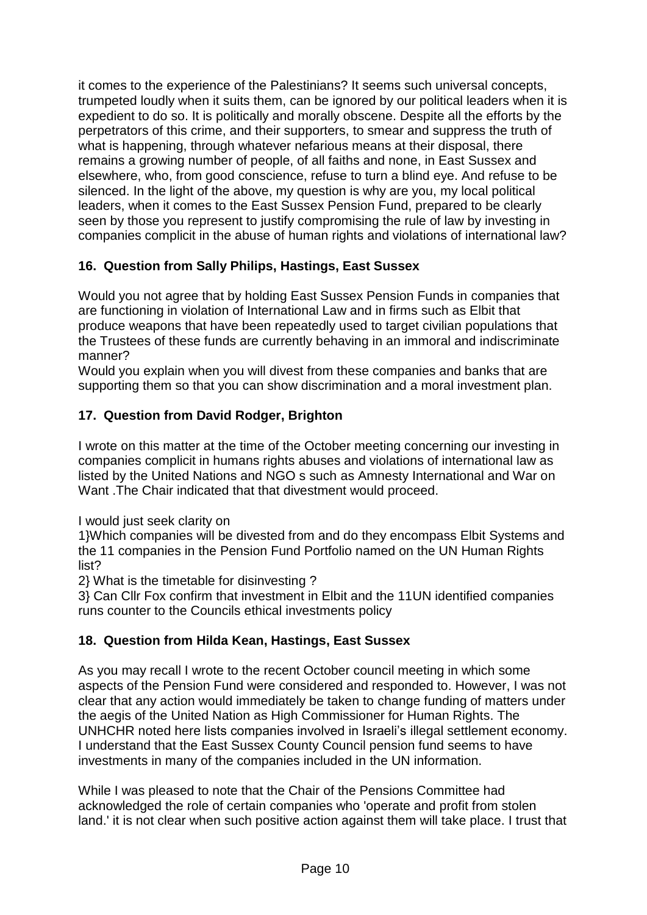it comes to the experience of the Palestinians? It seems such universal concepts, trumpeted loudly when it suits them, can be ignored by our political leaders when it is expedient to do so. It is politically and morally obscene. Despite all the efforts by the perpetrators of this crime, and their supporters, to smear and suppress the truth of what is happening, through whatever nefarious means at their disposal, there remains a growing number of people, of all faiths and none, in East Sussex and elsewhere, who, from good conscience, refuse to turn a blind eye. And refuse to be silenced. In the light of the above, my question is why are you, my local political leaders, when it comes to the East Sussex Pension Fund, prepared to be clearly seen by those you represent to justify compromising the rule of law by investing in companies complicit in the abuse of human rights and violations of international law?

### 16. Question from Sally Philips, Hastings, East Sussex

Would you not agree that by holding East Sussex Pension Funds in companies that are functioning in violation of International Law and in firms such as Elbit that produce weapons that have been repeatedly used to target civilian populations that the Trustees of these funds are currently behaving in an immoral and indiscriminate manner?
Would you explain when you will divest from these companies and banks that are supporting them so that you can show discrimination and a moral investment plan.

### 17. Question from David Rodger, Brighton

I wrote on this matter at the time of the October meeting concerning our investing in companies complicit in humans rights abuses and violations of international law as listed by the United Nations and NGO s such as Amnesty International and War on Want .The Chair indicated that that divestment would proceed.

I would just seek clarity on

1}Which companies will be divested from and do they encompass Elbit Systems and the 11 companies in the Pension Fund Portfolio named on the UN Human Rights list?

2} What is the timetable for disinvesting ?

3} Can Cllr Fox confirm that investment in Elbit and the 11UN identified companies runs counter to the Councils ethical investments policy

### 18. Question from Hilda Kean, Hastings, East Sussex

As you may recall I wrote to the recent October council meeting in which some aspects of the Pension Fund were considered and responded to. However, I was not clear that any action would immediately be taken to change funding of matters under the aegis of the United Nation as High Commissioner for Human Rights. The UNHCHR noted here lists companies involved in Israeli's illegal settlement economy. I understand that the East Sussex County Council pension fund seems to have investments in many of the companies included in the UN information.

While I was pleased to note that the Chair of the Pensions Committee had acknowledged the role of certain companies who 'operate and profit from stolen land.' it is not clear when such positive action against them will take place. I trust that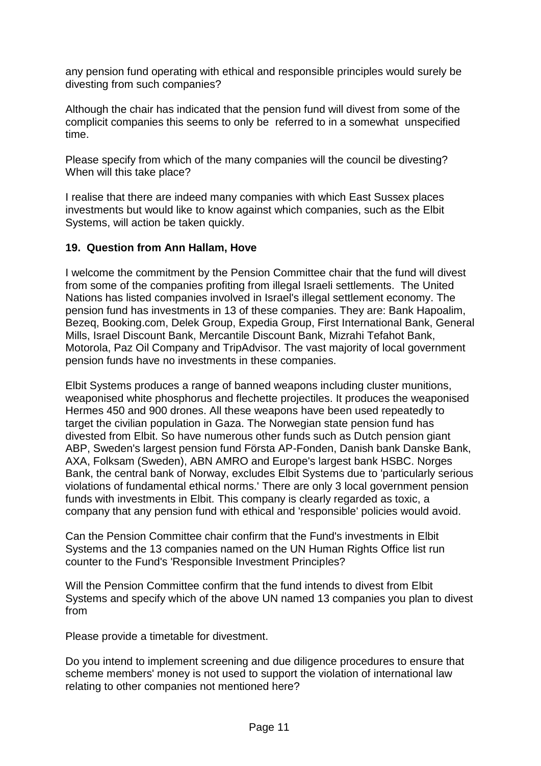any pension fund operating with ethical and responsible principles would surely be divesting from such companies?

Although the chair has indicated that the pension fund will divest from some of the complicit companies this seems to only be referred to in a somewhat unspecified time.

Please specify from which of the many companies will the council be divesting? When will this take place?

I realise that there are indeed many companies with which East Sussex places investments but would like to know against which companies, such as the Elbit Systems, will action be taken quickly.

### 19. Question from Ann Hallam, Hove

I welcome the commitment by the Pension Committee chair that the fund will divest from some of the companies profiting from illegal Israeli settlements. The United Nations has listed companies involved in Israel's illegal settlement economy. The pension fund has investments in 13 of these companies. They are: Bank Hapoalim, Bezeq, Booking.com, Delek Group, Expedia Group, First International Bank, General Mills, Israel Discount Bank, Mercantile Discount Bank, Mizrahi Tefahot Bank, Motorola, Paz Oil Company and TripAdvisor. The vast majority of local government pension funds have no investments in these companies.

Elbit Systems produces a range of banned weapons including cluster munitions, weaponised white phosphorus and flechette projectiles. It produces the weaponised Hermes 450 and 900 drones. All these weapons have been used repeatedly to target the civilian population in Gaza. The Norwegian state pension fund has divested from Elbit. So have numerous other funds such as Dutch pension giant ABP, Sweden's largest pension fund Första AP-Fonden, Danish bank Danske Bank, AXA, Folksam (Sweden), ABN AMRO and Europe's largest bank HSBC. Norges Bank, the central bank of Norway, excludes Elbit Systems due to 'particularly serious violations of fundamental ethical norms.' There are only 3 local government pension funds with investments in Elbit. This company is clearly regarded as toxic, a company that any pension fund with ethical and 'responsible' policies would avoid.

Can the Pension Committee chair confirm that the Fund's investments in Elbit Systems and the 13 companies named on the UN Human Rights Office list run counter to the Fund's 'Responsible Investment Principles?

Will the Pension Committee confirm that the fund intends to divest from Elbit Systems and specify which of the above UN named 13 companies you plan to divest from

Please provide a timetable for divestment.

Do you intend to implement screening and due diligence procedures to ensure that scheme members' money is not used to support the violation of international law relating to other companies not mentioned here?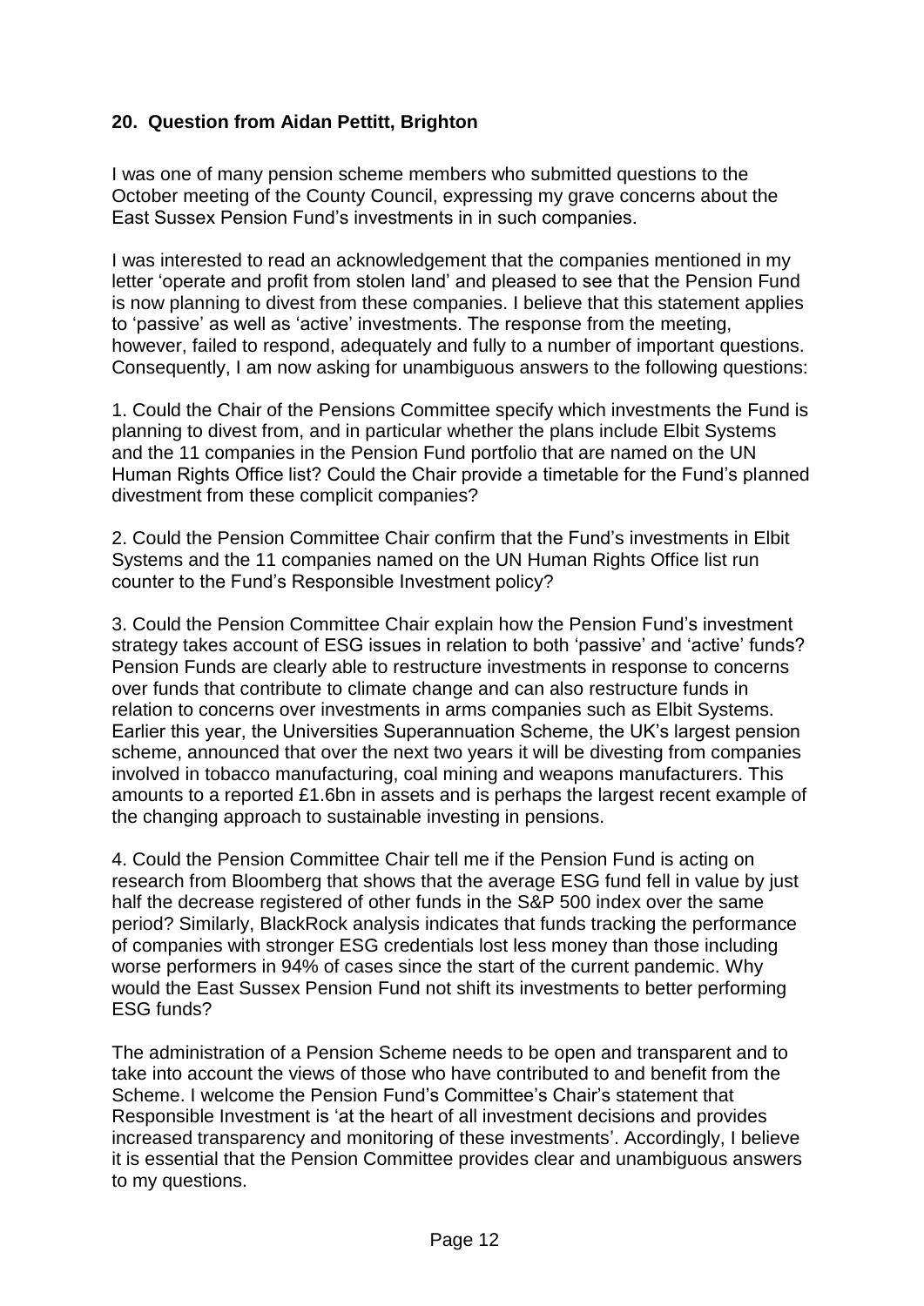**20. Question from Aidan Pettitt, Brighton**

I was one of many pension scheme members who submitted questions to the October meeting of the County Council, expressing my grave concerns about the East Sussex Pension Fund's investments in in such companies.

I was interested to read an acknowledgement that the companies mentioned in my letter 'operate and profit from stolen land' and pleased to see that the Pension Fund is now planning to divest from these companies. I believe that this statement applies to 'passive' as well as 'active' investments. The response from the meeting, however, failed to respond, adequately and fully to a number of important questions. Consequently, I am now asking for unambiguous answers to the following questions:

1. Could the Chair of the Pensions Committee specify which investments the Fund is planning to divest from, and in particular whether the plans include Elbit Systems and the 11 companies in the Pension Fund portfolio that are named on the UN Human Rights Office list? Could the Chair provide a timetable for the Fund's planned divestment from these complicit companies?

2. Could the Pension Committee Chair confirm that the Fund's investments in Elbit Systems and the 11 companies named on the UN Human Rights Office list run counter to the Fund's Responsible Investment policy?

3. Could the Pension Committee Chair explain how the Pension Fund's investment strategy takes account of ESG issues in relation to both 'passive' and 'active' funds? Pension Funds are clearly able to restructure investments in response to concerns over funds that contribute to climate change and can also restructure funds in relation to concerns over investments in arms companies such as Elbit Systems. Earlier this year, the Universities Superannuation Scheme, the UK's largest pension scheme, announced that over the next two years it will be divesting from companies involved in tobacco manufacturing, coal mining and weapons manufacturers. This amounts to a reported £1.6bn in assets and is perhaps the largest recent example of the changing approach to sustainable investing in pensions.

4. Could the Pension Committee Chair tell me if the Pension Fund is acting on research from Bloomberg that shows that the average ESG fund fell in value by just half the decrease registered of other funds in the S&P 500 index over the same period? Similarly, BlackRock analysis indicates that funds tracking the performance of companies with stronger ESG credentials lost less money than those including worse performers in 94% of cases since the start of the current pandemic. Why would the East Sussex Pension Fund not shift its investments to better performing ESG funds?

The administration of a Pension Scheme needs to be open and transparent and to take into account the views of those who have contributed to and benefit from the Scheme. I welcome the Pension Fund's Committee's Chair's statement that Responsible Investment is 'at the heart of all investment decisions and provides increased transparency and monitoring of these investments'. Accordingly, I believe it is essential that the Pension Committee provides clear and unambiguous answers to my questions.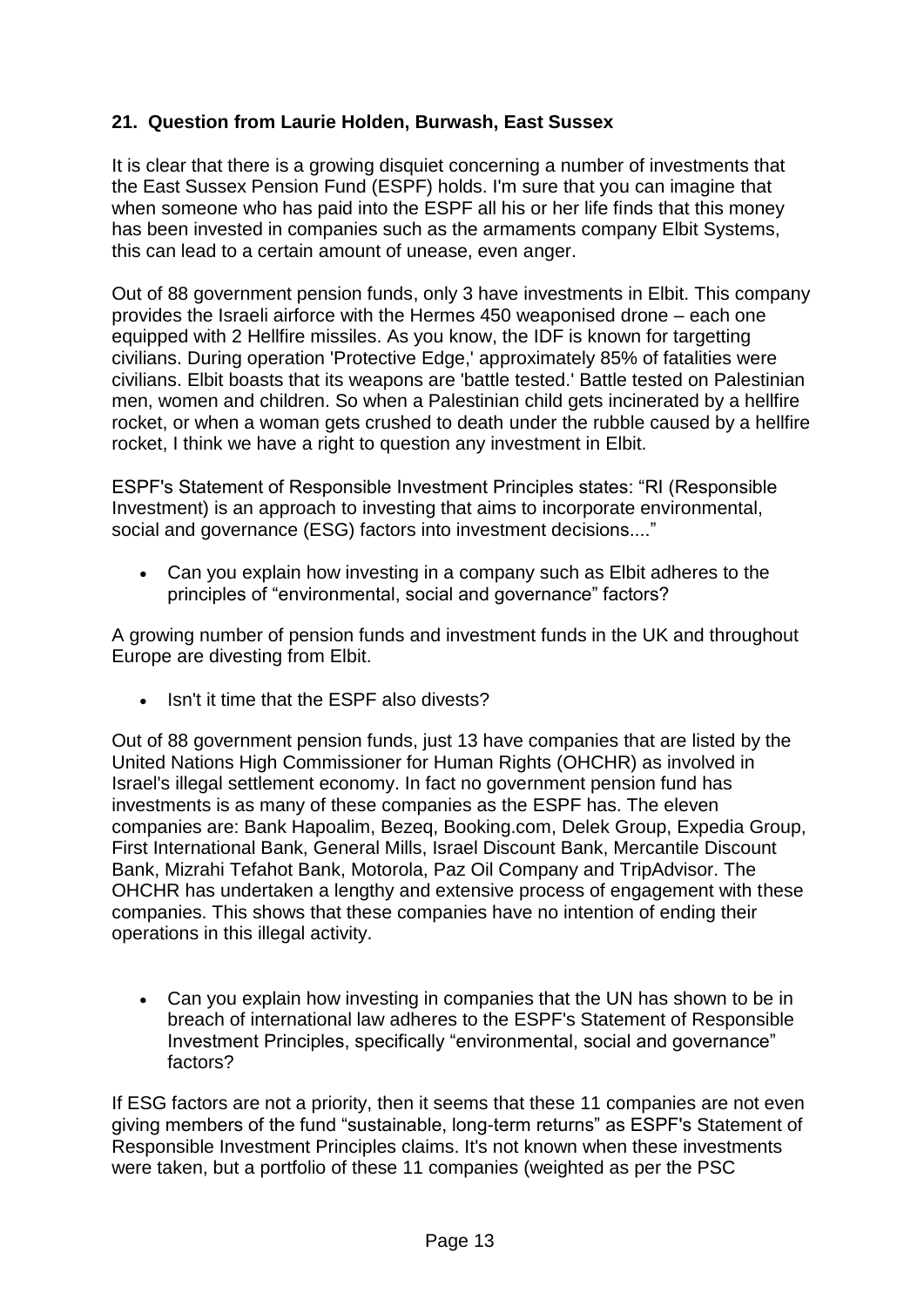### 21. Question from Laurie Holden, Burwash, East Sussex

It is clear that there is a growing disquiet concerning a number of investments that the East Sussex Pension Fund (ESPF) holds. I'm sure that you can imagine that when someone who has paid into the ESPF all his or her life finds that this money has been invested in companies such as the armaments company Elbit Systems, this can lead to a certain amount of unease, even anger.

Out of 88 government pension funds, only 3 have investments in Elbit. This company provides the Israeli airforce with the Hermes 450 weaponised drone – each one equipped with 2 Hellfire missiles. As you know, the IDF is known for targetting civilians. During operation 'Protective Edge,' approximately 85% of fatalities were civilians. Elbit boasts that its weapons are 'battle tested.' Battle tested on Palestinian men, women and children. So when a Palestinian child gets incinerated by a hellfire rocket, or when a woman gets crushed to death under the rubble caused by a hellfire rocket, I think we have a right to question any investment in Elbit.

ESPF's Statement of Responsible Investment Principles states: "RI (Responsible Investment) is an approach to investing that aims to incorporate environmental, social and governance (ESG) factors into investment decisions...."

- Can you explain how investing in a company such as Elbit adheres to the principles of "environmental, social and governance" factors?

A growing number of pension funds and investment funds in the UK and throughout Europe are divesting from Elbit.

- Isn't it time that the ESPF also divests?

Out of 88 government pension funds, just 13 have companies that are listed by the United Nations High Commissioner for Human Rights (OHCHR) as involved in Israel's illegal settlement economy. In fact no government pension fund has investments is as many of these companies as the ESPF has. The eleven companies are: Bank Hapoalim, Bezeq, Booking.com, Delek Group, Expedia Group, First International Bank, General Mills, Israel Discount Bank, Mercantile Discount Bank, Mizrahi Tefahot Bank, Motorola, Paz Oil Company and TripAdvisor. The OHCHR has undertaken a lengthy and extensive process of engagement with these companies. This shows that these companies have no intention of ending their operations in this illegal activity.

- Can you explain how investing in companies that the UN has shown to be in breach of international law adheres to the ESPF's Statement of Responsible Investment Principles, specifically "environmental, social and governance" factors?

If ESG factors are not a priority, then it seems that these 11 companies are not even giving members of the fund "sustainable, long-term returns" as ESPF's Statement of Responsible Investment Principles claims. It's not known when these investments were taken, but a portfolio of these 11 companies (weighted as per the PSC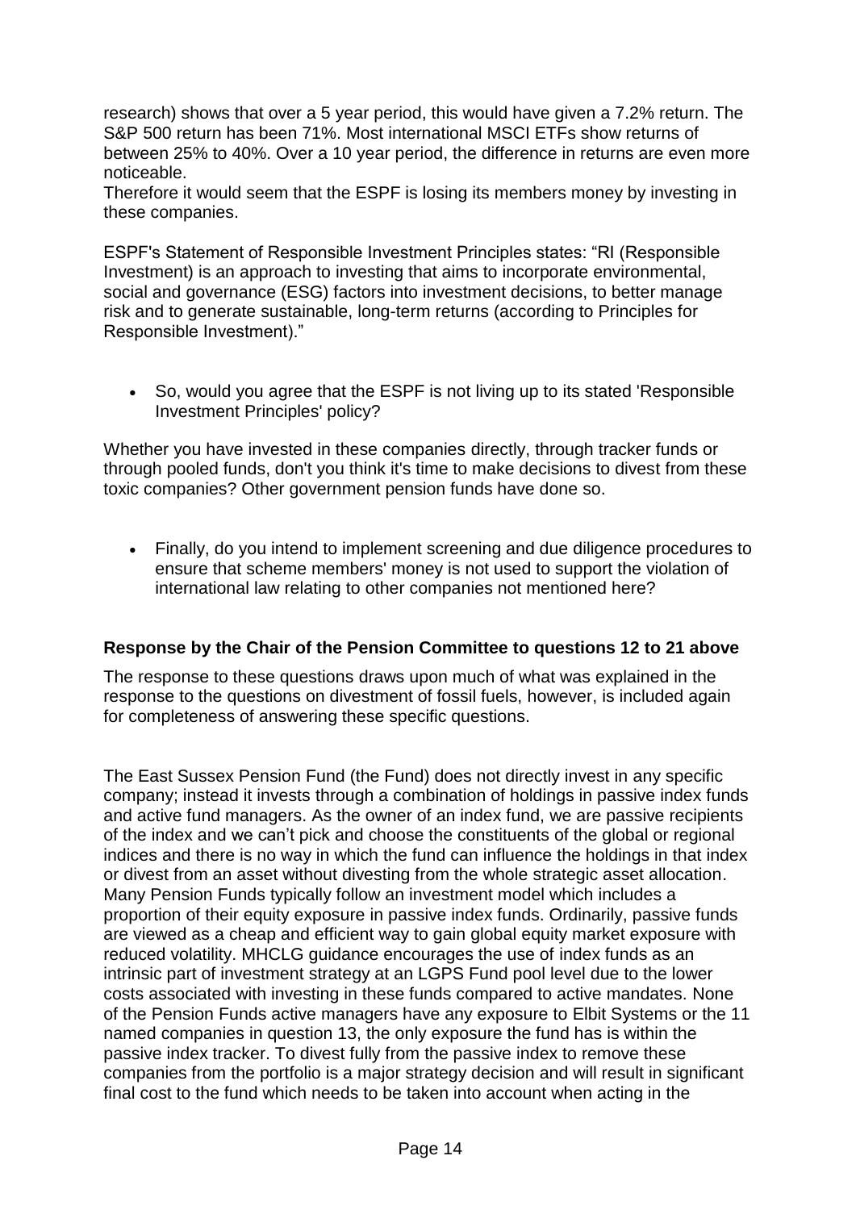research) shows that over a 5 year period, this would have given a 7.2% return. The S&P 500 return has been 71%. Most international MSCI ETFs show returns of between 25% to 40%. Over a 10 year period, the difference in returns are even more noticeable.

Therefore it would seem that the ESPF is losing its members money by investing in these companies.

ESPF's Statement of Responsible Investment Principles states: "RI (Responsible Investment) is an approach to investing that aims to incorporate environmental, social and governance (ESG) factors into investment decisions, to better manage risk and to generate sustainable, long-term returns (according to Principles for Responsible Investment)."

- So, would you agree that the ESPF is not living up to its stated 'Responsible Investment Principles' policy?

Whether you have invested in these companies directly, through tracker funds or through pooled funds, don't you think it's time to make decisions to divest from these toxic companies? Other government pension funds have done so.

- Finally, do you intend to implement screening and due diligence procedures to ensure that scheme members' money is not used to support the violation of international law relating to other companies not mentioned here?

**Response by the Chair of the Pension Committee to questions 12 to 21 above**

The response to these questions draws upon much of what was explained in the response to the questions on divestment of fossil fuels, however, is included again for completeness of answering these specific questions.

The East Sussex Pension Fund (the Fund) does not directly invest in any specific company; instead it invests through a combination of holdings in passive index funds and active fund managers. As the owner of an index fund, we are passive recipients of the index and we can't pick and choose the constituents of the global or regional indices and there is no way in which the fund can influence the holdings in that index or divest from an asset without divesting from the whole strategic asset allocation. Many Pension Funds typically follow an investment model which includes a proportion of their equity exposure in passive index funds. Ordinarily, passive funds are viewed as a cheap and efficient way to gain global equity market exposure with reduced volatility. MHCLG guidance encourages the use of index funds as an intrinsic part of investment strategy at an LGPS Fund pool level due to the lower costs associated with investing in these funds compared to active mandates. None of the Pension Funds active managers have any exposure to Elbit Systems or the 11 named companies in question 13, the only exposure the fund has is within the passive index tracker. To divest fully from the passive index to remove these companies from the portfolio is a major strategy decision and will result in significant final cost to the fund which needs to be taken into account when acting in the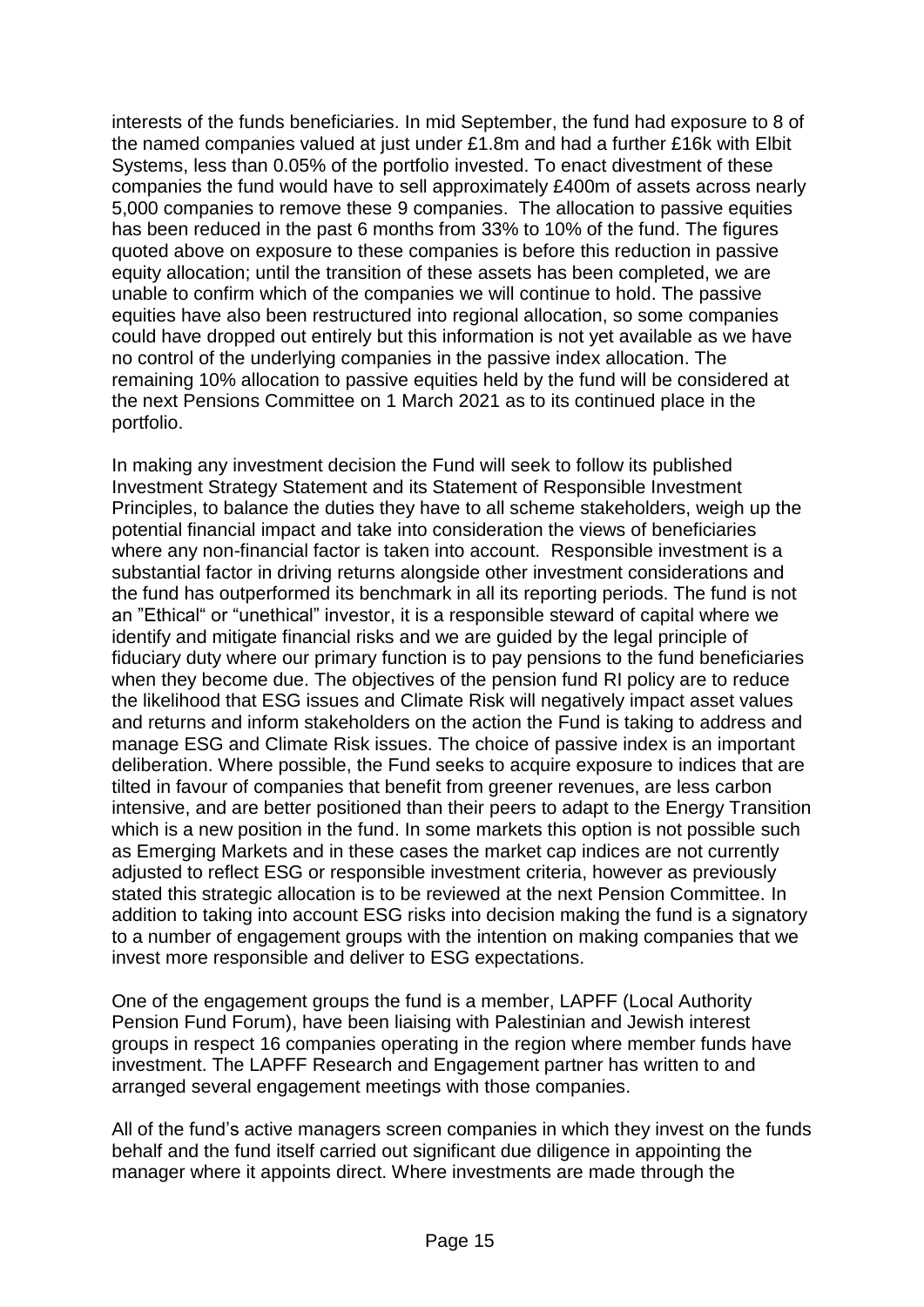interests of the funds beneficiaries. In mid September, the fund had exposure to 8 of the named companies valued at just under £1.8m and had a further £16k with Elbit Systems, less than 0.05% of the portfolio invested. To enact divestment of these companies the fund would have to sell approximately £400m of assets across nearly 5,000 companies to remove these 9 companies. The allocation to passive equities has been reduced in the past 6 months from 33% to 10% of the fund. The figures quoted above on exposure to these companies is before this reduction in passive equity allocation; until the transition of these assets has been completed, we are unable to confirm which of the companies we will continue to hold. The passive equities have also been restructured into regional allocation, so some companies could have dropped out entirely but this information is not yet available as we have no control of the underlying companies in the passive index allocation. The remaining 10% allocation to passive equities held by the fund will be considered at the next Pensions Committee on 1 March 2021 as to its continued place in the portfolio.

In making any investment decision the Fund will seek to follow its published Investment Strategy Statement and its Statement of Responsible Investment Principles, to balance the duties they have to all scheme stakeholders, weigh up the potential financial impact and take into consideration the views of beneficiaries where any non-financial factor is taken into account. Responsible investment is a substantial factor in driving returns alongside other investment considerations and the fund has outperformed its benchmark in all its reporting periods. The fund is not an "Ethical" or "unethical" investor, it is a responsible steward of capital where we identify and mitigate financial risks and we are guided by the legal principle of fiduciary duty where our primary function is to pay pensions to the fund beneficiaries when they become due. The objectives of the pension fund RI policy are to reduce the likelihood that ESG issues and Climate Risk will negatively impact asset values and returns and inform stakeholders on the action the Fund is taking to address and manage ESG and Climate Risk issues. The choice of passive index is an important deliberation. Where possible, the Fund seeks to acquire exposure to indices that are tilted in favour of companies that benefit from greener revenues, are less carbon intensive, and are better positioned than their peers to adapt to the Energy Transition which is a new position in the fund. In some markets this option is not possible such as Emerging Markets and in these cases the market cap indices are not currently adjusted to reflect ESG or responsible investment criteria, however as previously stated this strategic allocation is to be reviewed at the next Pension Committee. In addition to taking into account ESG risks into decision making the fund is a signatory to a number of engagement groups with the intention on making companies that we invest more responsible and deliver to ESG expectations.

One of the engagement groups the fund is a member, LAPFF (Local Authority Pension Fund Forum), have been liaising with Palestinian and Jewish interest groups in respect 16 companies operating in the region where member funds have investment. The LAPFF Research and Engagement partner has written to and arranged several engagement meetings with those companies.

All of the fund's active managers screen companies in which they invest on the funds behalf and the fund itself carried out significant due diligence in appointing the manager where it appoints direct. Where investments are made through the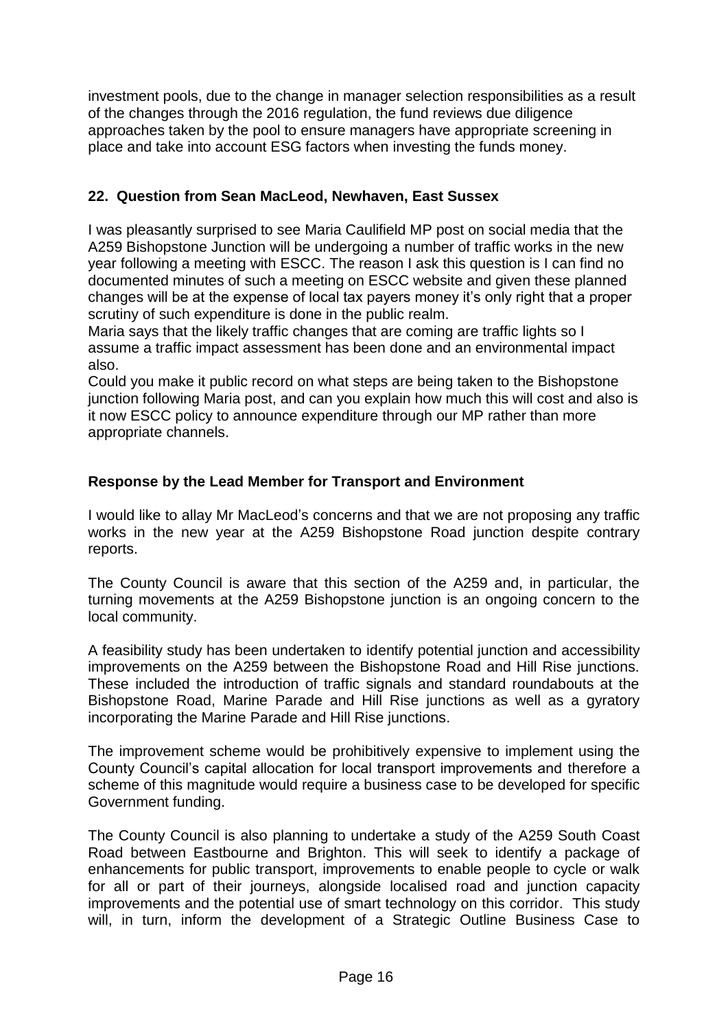investment pools, due to the change in manager selection responsibilities as a result of the changes through the 2016 regulation, the fund reviews due diligence approaches taken by the pool to ensure managers have appropriate screening in place and take into account ESG factors when investing the funds money.

### 22. Question from Sean MacLeod, Newhaven, East Sussex

I was pleasantly surprised to see Maria Caulifield MP post on social media that the A259 Bishopstone Junction will be undergoing a number of traffic works in the new year following a meeting with ESCC. The reason I ask this question is I can find no documented minutes of such a meeting on ESCC website and given these planned changes will be at the expense of local tax payers money it's only right that a proper scrutiny of such expenditure is done in the public realm.

Maria says that the likely traffic changes that are coming are traffic lights so I assume a traffic impact assessment has been done and an environmental impact also.

Could you make it public record on what steps are being taken to the Bishopstone junction following Maria post, and can you explain how much this will cost and also is it now ESCC policy to announce expenditure through our MP rather than more appropriate channels.

### Response by the Lead Member for Transport and Environment

I would like to allay Mr MacLeod's concerns and that we are not proposing any traffic works in the new year at the A259 Bishopstone Road junction despite contrary reports.

The County Council is aware that this section of the A259 and, in particular, the turning movements at the A259 Bishopstone junction is an ongoing concern to the local community.

A feasibility study has been undertaken to identify potential junction and accessibility improvements on the A259 between the Bishopstone Road and Hill Rise junctions. These included the introduction of traffic signals and standard roundabouts at the Bishopstone Road, Marine Parade and Hill Rise junctions as well as a gyratory incorporating the Marine Parade and Hill Rise junctions.

The improvement scheme would be prohibitively expensive to implement using the County Council's capital allocation for local transport improvements and therefore a scheme of this magnitude would require a business case to be developed for specific Government funding.

The County Council is also planning to undertake a study of the A259 South Coast Road between Eastbourne and Brighton. This will seek to identify a package of enhancements for public transport, improvements to enable people to cycle or walk for all or part of their journeys, alongside localised road and junction capacity improvements and the potential use of smart technology on this corridor. This study will, in turn, inform the development of a Strategic Outline Business Case to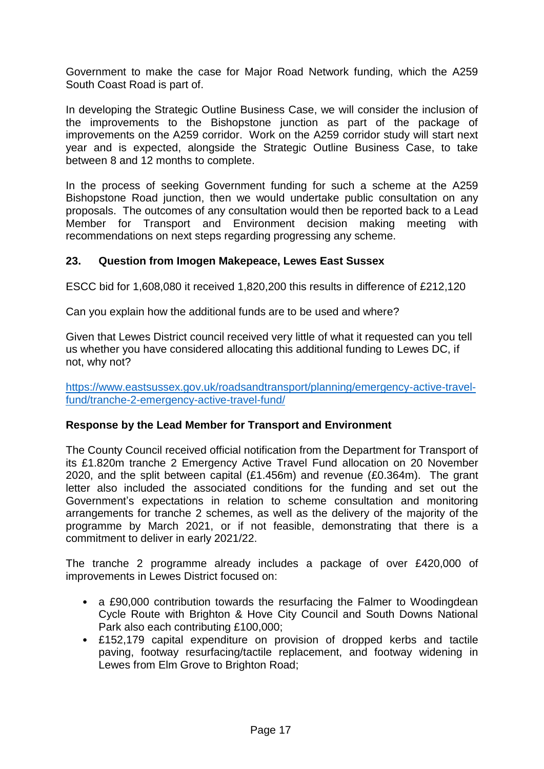Government to make the case for Major Road Network funding, which the A259 South Coast Road is part of.

In developing the Strategic Outline Business Case, we will consider the inclusion of the improvements to the Bishopstone junction as part of the package of improvements on the A259 corridor. Work on the A259 corridor study will start next year and is expected, alongside the Strategic Outline Business Case, to take between 8 and 12 months to complete.

In the process of seeking Government funding for such a scheme at the A259 Bishopstone Road junction, then we would undertake public consultation on any proposals. The outcomes of any consultation would then be reported back to a Lead Member for Transport and Environment decision making meeting with recommendations on next steps regarding progressing any scheme.

### 23. Question from Imogen Makepeace, Lewes East Sussex

ESCC bid for 1,608,080 it received 1,820,200 this results in difference of £212,120

Can you explain how the additional funds are to be used and where?

Given that Lewes District council received very little of what it requested can you tell us whether you have considered allocating this additional funding to Lewes DC, if not, why not?

[https://www.eastsussex.gov.uk/roadsandtransport/planning/emergency-active-travel-fund/tranche-2-emergency-active-travel-fund/](https://www.eastsussex.gov.uk/roadsandtransport/planning/emergency-active-travel-fund/tranche-2-emergency-active-travel-fund/)

**Response by the Lead Member for Transport and Environment**

The County Council received official notification from the Department for Transport of its £1.820m tranche 2 Emergency Active Travel Fund allocation on 20 November 2020, and the split between capital (£1.456m) and revenue (£0.364m). The grant letter also included the associated conditions for the funding and set out the Government's expectations in relation to scheme consultation and monitoring arrangements for tranche 2 schemes, as well as the delivery of the majority of the programme by March 2021, or if not feasible, demonstrating that there is a commitment to deliver in early 2021/22.

The tranche 2 programme already includes a package of over £420,000 of improvements in Lewes District focused on:

- a £90,000 contribution towards the resurfacing the Falmer to Woodingdean Cycle Route with Brighton & Hove City Council and South Downs National Park also each contributing £100,000;
- £152,179 capital expenditure on provision of dropped kerbs and tactile paving, footway resurfacing/tactile replacement, and footway widening in Lewes from Elm Grove to Brighton Road;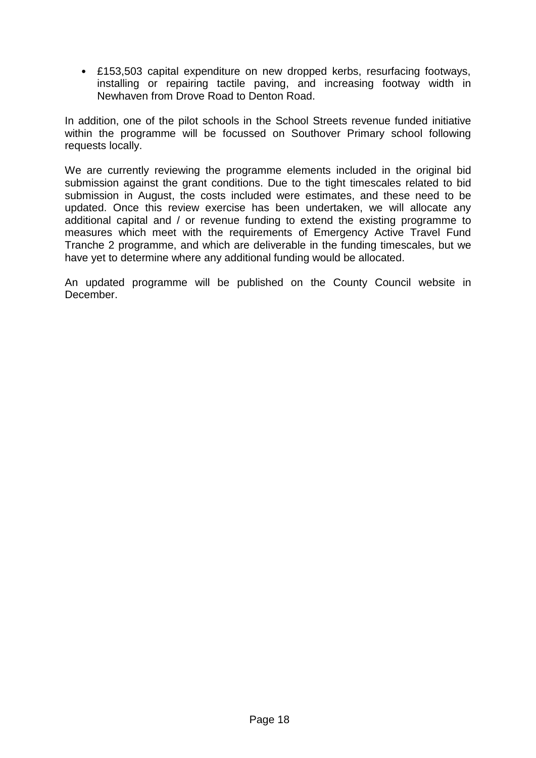- £153,503 capital expenditure on new dropped kerbs, resurfacing footways, installing or repairing tactile paving, and increasing footway width in Newhaven from Drove Road to Denton Road.

In addition, one of the pilot schools in the School Streets revenue funded initiative within the programme will be focussed on Southover Primary school following requests locally.

We are currently reviewing the programme elements included in the original bid submission against the grant conditions. Due to the tight timescales related to bid submission in August, the costs included were estimates, and these need to be updated. Once this review exercise has been undertaken, we will allocate any additional capital and / or revenue funding to extend the existing programme to measures which meet with the requirements of Emergency Active Travel Fund Tranche 2 programme, and which are deliverable in the funding timescales, but we have yet to determine where any additional funding would be allocated.

An updated programme will be published on the County Council website in December.